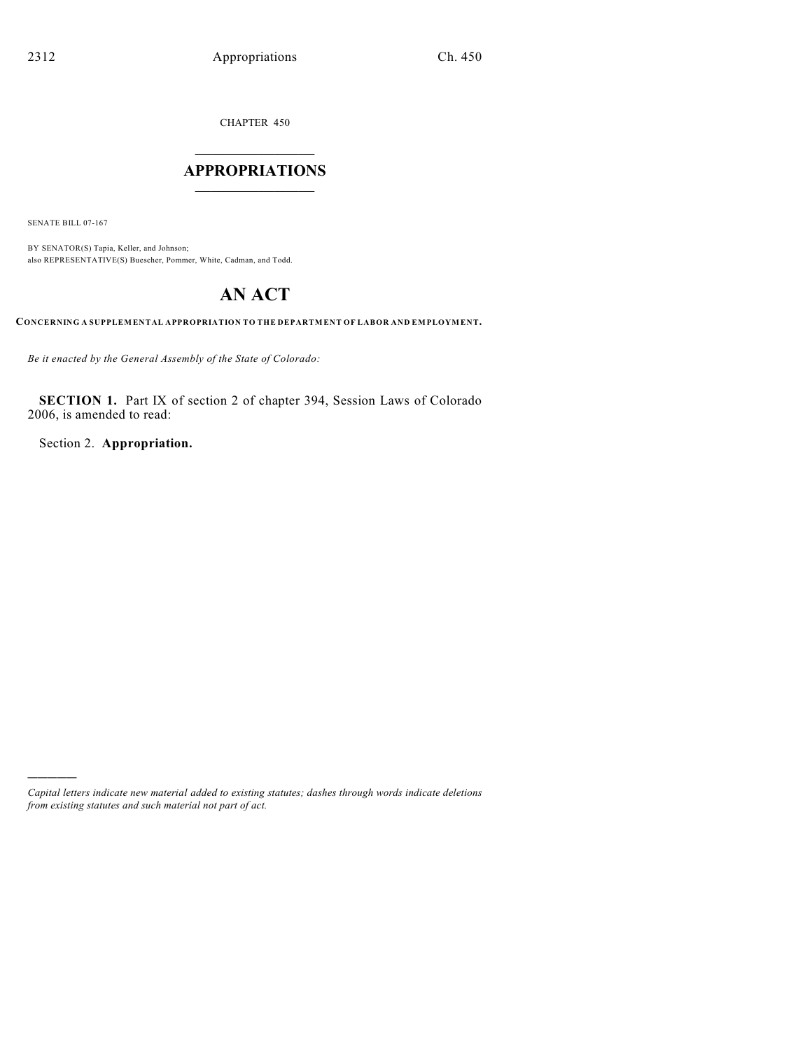CHAPTER 450

# APPROPRIATIONS

SENATE BILL 07-167

BY SENATOR(S) Tapia, Keller, and Johnson;
also REPRESENTATIVE(S) Buescher, Pommer, White, Cadman, and Todd.

# AN ACT

**CONCERNING A SUPPLEMENTAL APPROPRIATION TO THE DEPARTMENT OF LABOR AND EMPLOYMENT.**

*Be it enacted by the General Assembly of the State of Colorado:*

**SECTION 1.** Part IX of section 2 of chapter 394, Session Laws of Colorado 2006, is amended to read:

Section 2. **Appropriation.**

---

*Capital letters indicate new material added to existing statutes; dashes through words indicate deletions from existing statutes and such material not part of act.*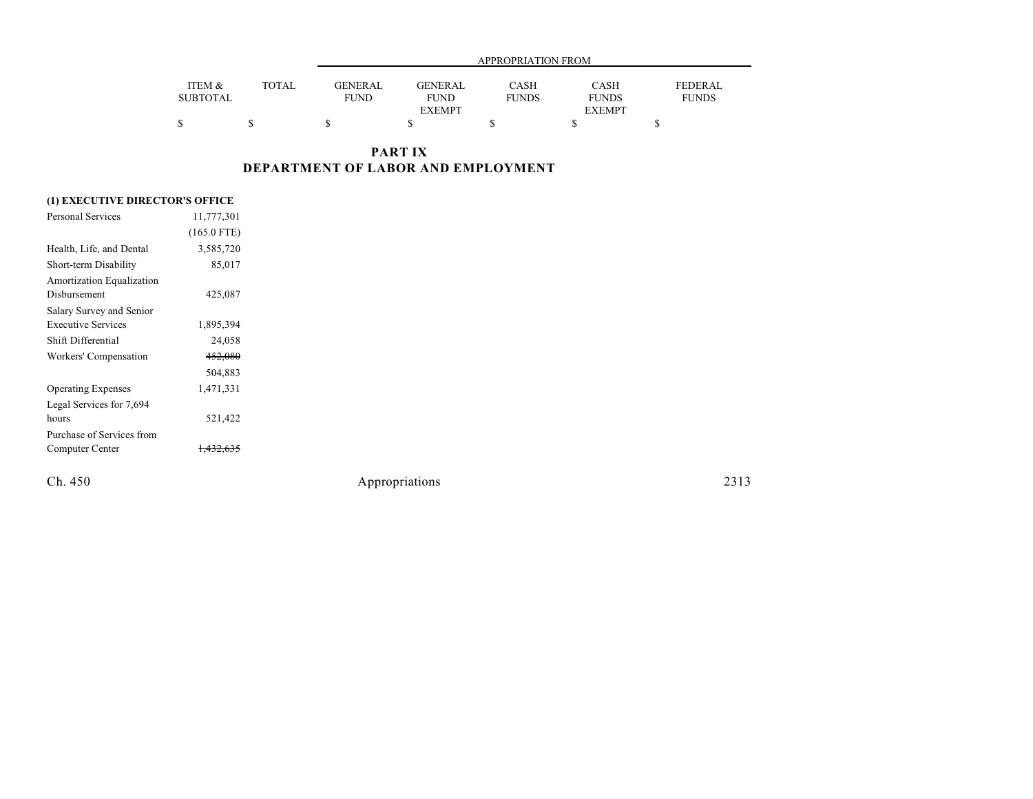| | ITEM & SUBTOTAL | TOTAL | APPROPRIATION FROM GENERAL FUND | GENERAL FUND EXEMPT | CASH FUNDS | CASH FUNDS EXEMPT | FEDERAL FUNDS |
|---|---|---|---|---|---|---|---|
| | $ | $ | $ | $ | $ | $ | $ |

## PART IX
## DEPARTMENT OF LABOR AND EMPLOYMENT

| | ITEM & SUBTOTAL | TOTAL | GENERAL FUND | GENERAL FUND EXEMPT | CASH FUNDS | CASH FUNDS EXEMPT | FEDERAL FUNDS |
|---|---|---|---|---|---|---|---|
| **(1) EXECUTIVE DIRECTOR'S OFFICE** | | | | | | | |
| Personal Services | 11,777,301 | | | | | | |
| | (165.0 FTE) | | | | | | |
| Health, Life, and Dental | 3,585,720 | | | | | | |
| Short-term Disability | 85,017 | | | | | | |
| Amortization Equalization Disbursement | 425,087 | | | | | | |
| Salary Survey and Senior Executive Services | 1,895,394 | | | | | | |
| Shift Differential | 24,058 | | | | | | |
| Workers' Compensation | ~~452,080~~ | | | | | | |
| | 504,883 | | | | | | |
| Operating Expenses | 1,471,331 | | | | | | |
| Legal Services for 7,694 hours | 521,422 | | | | | | |
| Purchase of Services from Computer Center | ~~1,432,635~~ | | | | | | |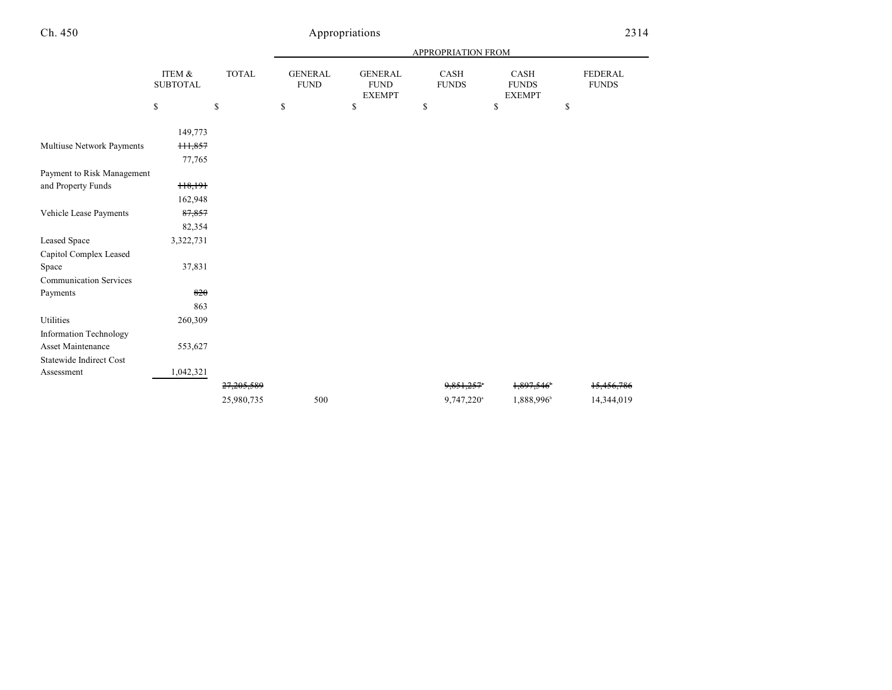| | ITEM & SUBTOTAL | TOTAL | APPROPRIATION FROM | | | | |
|---|---|---|---|---|---|---|---|
| | | | GENERAL FUND | GENERAL FUND EXEMPT | CASH FUNDS | CASH FUNDS EXEMPT | FEDERAL FUNDS |
| | $ | $ | $ | $ | $ | $ | $ |
| | 149,773 | | | | | | |
| Multiuse Network Payments | ~~111,857~~ | | | | | | |
| | 77,765 | | | | | | |
| Payment to Risk Management and Property Funds | ~~118,191~~ | | | | | | |
| | 162,948 | | | | | | |
| Vehicle Lease Payments | ~~87,857~~ | | | | | | |
| | 82,354 | | | | | | |
| Leased Space | 3,322,731 | | | | | | |
| Capitol Complex Leased Space | 37,831 | | | | | | |
| Communication Services Payments | ~~820~~ | | | | | | |
| | 863 | | | | | | |
| Utilities | 260,309 | | | | | | |
| Information Technology Asset Maintenance | 553,627 | | | | | | |
| Statewide Indirect Cost Assessment | 1,042,321 | | | | | | |
| | | ~~27,205,589~~ | | | ~~9,851,257~~[a] | ~~1,897,546~~[b] | ~~15,456,786~~ |
| | | 25,980,735 | 500 | | 9,747,220[a] | 1,888,996[b] | 14,344,019 |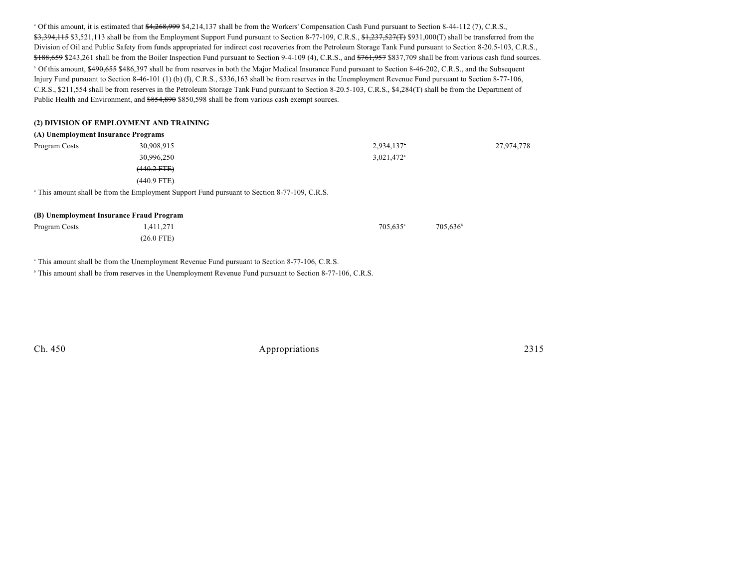[a] Of this amount, it is estimated that ~~$4,268,999~~ $4,214,137 shall be from the Workers' Compensation Cash Fund pursuant to Section 8-44-112 (7), C.R.S., ~~$3,394,115~~ $3,521,113 shall be from the Employment Support Fund pursuant to Section 8-77-109, C.R.S., ~~$1,237,527(T)~~ $931,000(T) shall be transferred from the Division of Oil and Public Safety from funds appropriated for indirect cost recoveries from the Petroleum Storage Tank Fund pursuant to Section 8-20.5-103, C.R.S., ~~$188,659~~ $243,261 shall be from the Boiler Inspection Fund pursuant to Section 9-4-109 (4), C.R.S., and ~~$761,957~~ $837,709 shall be from various cash fund sources.

[b] Of this amount, ~~$490,655~~ $486,397 shall be from reserves in both the Major Medical Insurance Fund pursuant to Section 8-46-202, C.R.S., and the Subsequent Injury Fund pursuant to Section 8-46-101 (1) (b) (I), C.R.S., $336,163 shall be from reserves in the Unemployment Revenue Fund pursuant to Section 8-77-106, C.R.S., $211,554 shall be from reserves in the Petroleum Storage Tank Fund pursuant to Section 8-20.5-103, C.R.S., $4,284(T) shall be from the Department of Public Health and Environment, and ~~$854,890~~ $850,598 shall be from various cash exempt sources.

**(2) DIVISION OF EMPLOYMENT AND TRAINING**

**(A) Unemployment Insurance Programs**

| | | | | | | |
|---|---|---|---|---|---|---|
| Program Costs | ~~30,908,915~~ | | | ~~2,934,137~~[a] | | 27,974,778 |
| | 30,996,250 | | | 3,021,472[a] | | |
| | ~~(440.2 FTE)~~ | | | | | |
| | (440.9 FTE) | | | | | |

[a] This amount shall be from the Employment Support Fund pursuant to Section 8-77-109, C.R.S.

**(B) Unemployment Insurance Fraud Program**

| | | | | | | |
|---|---|---|---|---|---|---|
| Program Costs | 1,411,271 | | | 705,635[a] | 705,636[b] | |
| | (26.0 FTE) | | | | | |

[a] This amount shall be from the Unemployment Revenue Fund pursuant to Section 8-77-106, C.R.S.

[b] This amount shall be from reserves in the Unemployment Revenue Fund pursuant to Section 8-77-106, C.R.S.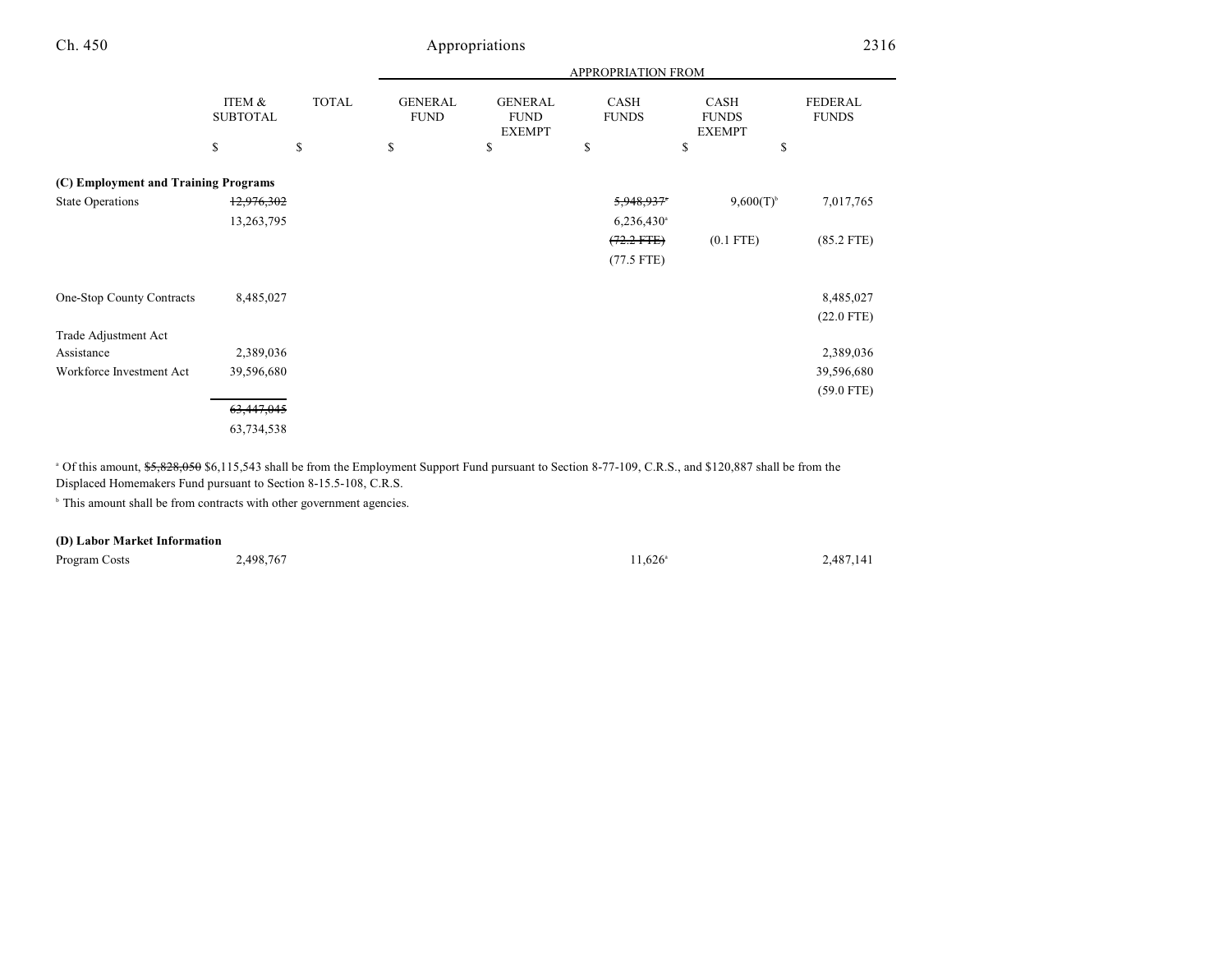| | ITEM & SUBTOTAL | TOTAL | APPROPRIATION FROM | | | | |
|---|---|---|---|---|---|---|---|
| | | | GENERAL FUND | GENERAL FUND EXEMPT | CASH FUNDS | CASH FUNDS EXEMPT | FEDERAL FUNDS |
| | $ | $ | $ | $ | $ | $ | $ |
| **(C) Employment and Training Programs** | | | | | | | |
| State Operations | ~~12,976,302~~ | | | | ~~5,948,937~~[a] | 9,600(T)[b] | 7,017,765 |
| | 13,263,795 | | | | 6,236,430[a] | | |
| | | | | | ~~(72.2 FTE)~~ | (0.1 FTE) | (85.2 FTE) |
| | | | | | (77.5 FTE) | | |
| One-Stop County Contracts | 8,485,027 | | | | | | 8,485,027 |
| | | | | | | | (22.0 FTE) |
| Trade Adjustment Act Assistance | 2,389,036 | | | | | | 2,389,036 |
| Workforce Investment Act | 39,596,680 | | | | | | 39,596,680 |
| | | | | | | | (59.0 FTE) |
| | ~~63,447,045~~ | | | | | | |
| | 63,734,538 | | | | | | |

[a] Of this amount, ~~$5,828,050~~ $6,115,543 shall be from the Employment Support Fund pursuant to Section 8-77-109, C.R.S., and $120,887 shall be from the Displaced Homemakers Fund pursuant to Section 8-15.5-108, C.R.S.

[b] This amount shall be from contracts with other government agencies.

| | ITEM & SUBTOTAL | TOTAL | GENERAL FUND | GENERAL FUND EXEMPT | CASH FUNDS | CASH FUNDS EXEMPT | FEDERAL FUNDS |
|---|---|---|---|---|---|---|---|
| **(D) Labor Market Information** | | | | | | | |
| Program Costs | 2,498,767 | | | | 11,626[a] | | 2,487,141 |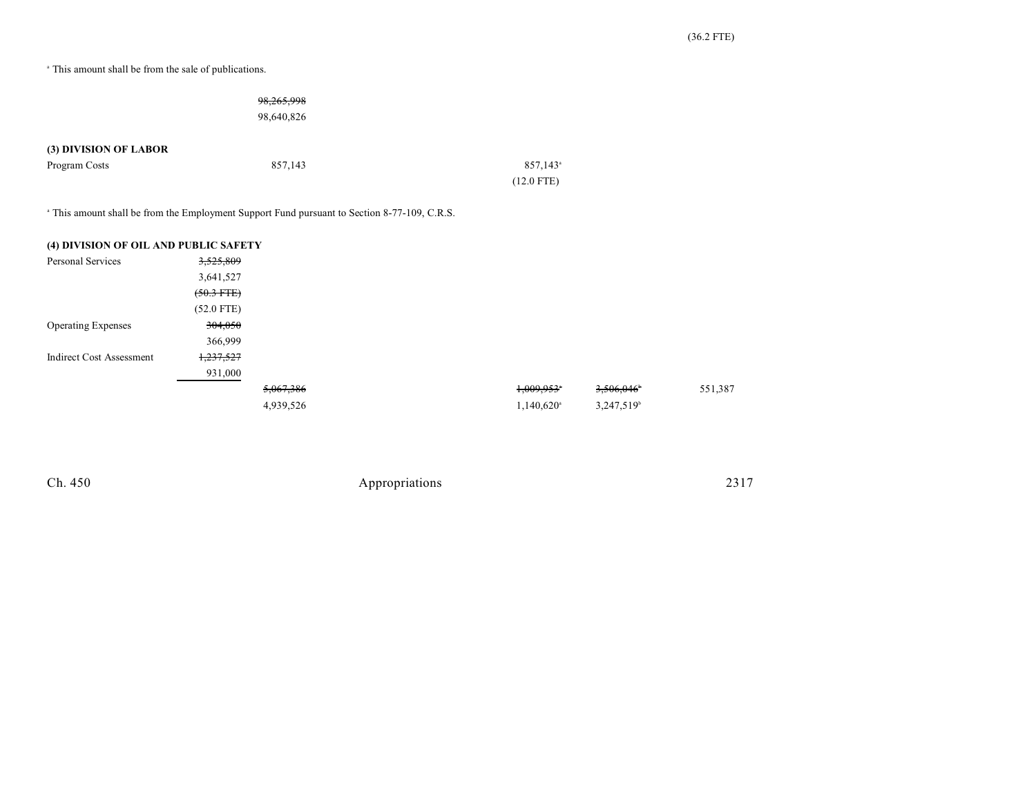(36.2 FTE)

[a] This amount shall be from the sale of publications.

| | | | | | |
|---|---|---|---|---|---|
| | ~~98,265,998~~ | | | | |
| | 98,640,826 | | | | |

**(3) DIVISION OF LABOR**

| | | | | | |
|---|---|---|---|---|---|
| Program Costs | | 857,143 | 857,143[a] | | |
| | | | (12.0 FTE) | | |

[a] This amount shall be from the Employment Support Fund pursuant to Section 8-77-109, C.R.S.

**(4) DIVISION OF OIL AND PUBLIC SAFETY**

| | | | | | |
|---|---|---|---|---|---|
| Personal Services | ~~3,525,809~~ | | | | |
| | 3,641,527 | | | | |
| | ~~(50.3 FTE)~~ | | | | |
| | (52.0 FTE) | | | | |
| Operating Expenses | ~~304,050~~ | | | | |
| | 366,999 | | | | |
| Indirect Cost Assessment | ~~1,237,527~~ | | | | |
| | 931,000 | | | | |
| | | ~~5,067,386~~ | ~~1,009,953~~[a] | ~~3,506,046~~[b] | 551,387 |
| | | 4,939,526 | 1,140,620[a] | 3,247,519[b] | |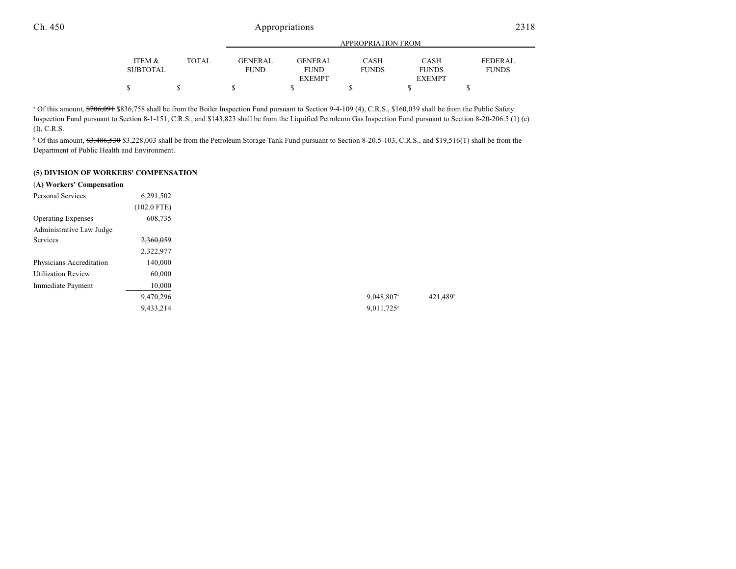| | ITEM & SUBTOTAL | TOTAL | GENERAL FUND | GENERAL FUND EXEMPT | CASH FUNDS | CASH FUNDS EXEMPT | FEDERAL FUNDS |
|---|---|---|---|---|---|---|---|
| | $ | $ | $ | $ | $ | $ | $ |

[a] Of this amount, ~~$706,091~~ $836,758 shall be from the Boiler Inspection Fund pursuant to Section 9-4-109 (4), C.R.S., $160,039 shall be from the Public Safety Inspection Fund pursuant to Section 8-1-151, C.R.S., and $143,823 shall be from the Liquified Petroleum Gas Inspection Fund pursuant to Section 8-20-206.5 (1) (e) (I), C.R.S.

[b] Of this amount, ~~$3,486,530~~ $3,228,003 shall be from the Petroleum Storage Tank Fund pursuant to Section 8-20.5-103, C.R.S., and $19,516(T) shall be from the Department of Public Health and Environment.

**(5) DIVISION OF WORKERS' COMPENSATION**

**(A) Workers' Compensation**

| | ITEM & SUBTOTAL | TOTAL | GENERAL FUND | GENERAL FUND EXEMPT | CASH FUNDS | CASH FUNDS EXEMPT | FEDERAL FUNDS |
|---|---|---|---|---|---|---|---|
| Personal Services | 6,291,502 | | | | | | |
| | (102.0 FTE) | | | | | | |
| Operating Expenses | 608,735 | | | | | | |
| Administrative Law Judge Services | ~~2,360,059~~ | | | | | | |
| | 2,322,977 | | | | | | |
| Physicians Accreditation | 140,000 | | | | | | |
| Utilization Review | 60,000 | | | | | | |
| Immediate Payment | 10,000 | | | | | | |
| | ~~9,470,296~~ | | | | ~~9,048,807~~[a] | 421,489[b] | |
| | 9,433,214 | | | | 9,011,725[a] | | |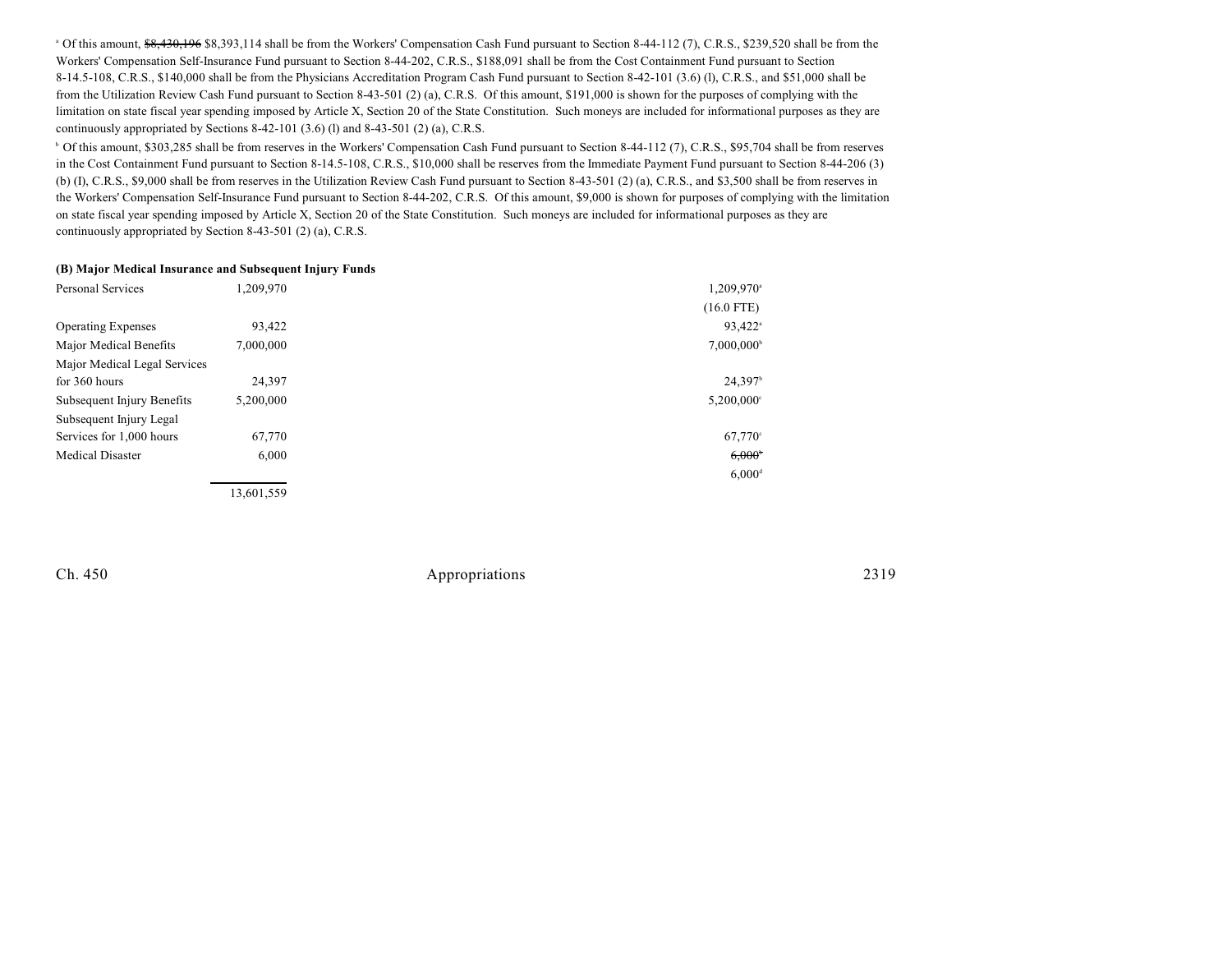[a] Of this amount, ~~$8,430,196~~ $8,393,114 shall be from the Workers' Compensation Cash Fund pursuant to Section 8-44-112 (7), C.R.S., $239,520 shall be from the Workers' Compensation Self-Insurance Fund pursuant to Section 8-44-202, C.R.S., $188,091 shall be from the Cost Containment Fund pursuant to Section 8-14.5-108, C.R.S., $140,000 shall be from the Physicians Accreditation Program Cash Fund pursuant to Section 8-42-101 (3.6) (l), C.R.S., and $51,000 shall be from the Utilization Review Cash Fund pursuant to Section 8-43-501 (2) (a), C.R.S. Of this amount, $191,000 is shown for the purposes of complying with the limitation on state fiscal year spending imposed by Article X, Section 20 of the State Constitution. Such moneys are included for informational purposes as they are continuously appropriated by Sections 8-42-101 (3.6) (l) and 8-43-501 (2) (a), C.R.S.

[b] Of this amount, $303,285 shall be from reserves in the Workers' Compensation Cash Fund pursuant to Section 8-44-112 (7), C.R.S., $95,704 shall be from reserves in the Cost Containment Fund pursuant to Section 8-14.5-108, C.R.S., $10,000 shall be reserves from the Immediate Payment Fund pursuant to Section 8-44-206 (3) (b) (I), C.R.S., $9,000 shall be from reserves in the Utilization Review Cash Fund pursuant to Section 8-43-501 (2) (a), C.R.S., and $3,500 shall be from reserves in the Workers' Compensation Self-Insurance Fund pursuant to Section 8-44-202, C.R.S. Of this amount, $9,000 is shown for purposes of complying with the limitation on state fiscal year spending imposed by Article X, Section 20 of the State Constitution. Such moneys are included for informational purposes as they are continuously appropriated by Section 8-43-501 (2) (a), C.R.S.

**(B) Major Medical Insurance and Subsequent Injury Funds**

| | | |
|---|---|---|
| Personal Services | 1,209,970 | 1,209,970[a] |
| | | (16.0 FTE) |
| Operating Expenses | 93,422 | 93,422[a] |
| Major Medical Benefits | 7,000,000 | 7,000,000[b] |
| Major Medical Legal Services for 360 hours | 24,397 | 24,397[b] |
| Subsequent Injury Benefits | 5,200,000 | 5,200,000[c] |
| Subsequent Injury Legal Services for 1,000 hours | 67,770 | 67,770[c] |
| Medical Disaster | 6,000 | ~~6,000[b]~~ |
| | | 6,000[d] |
| | 13,601,559 | |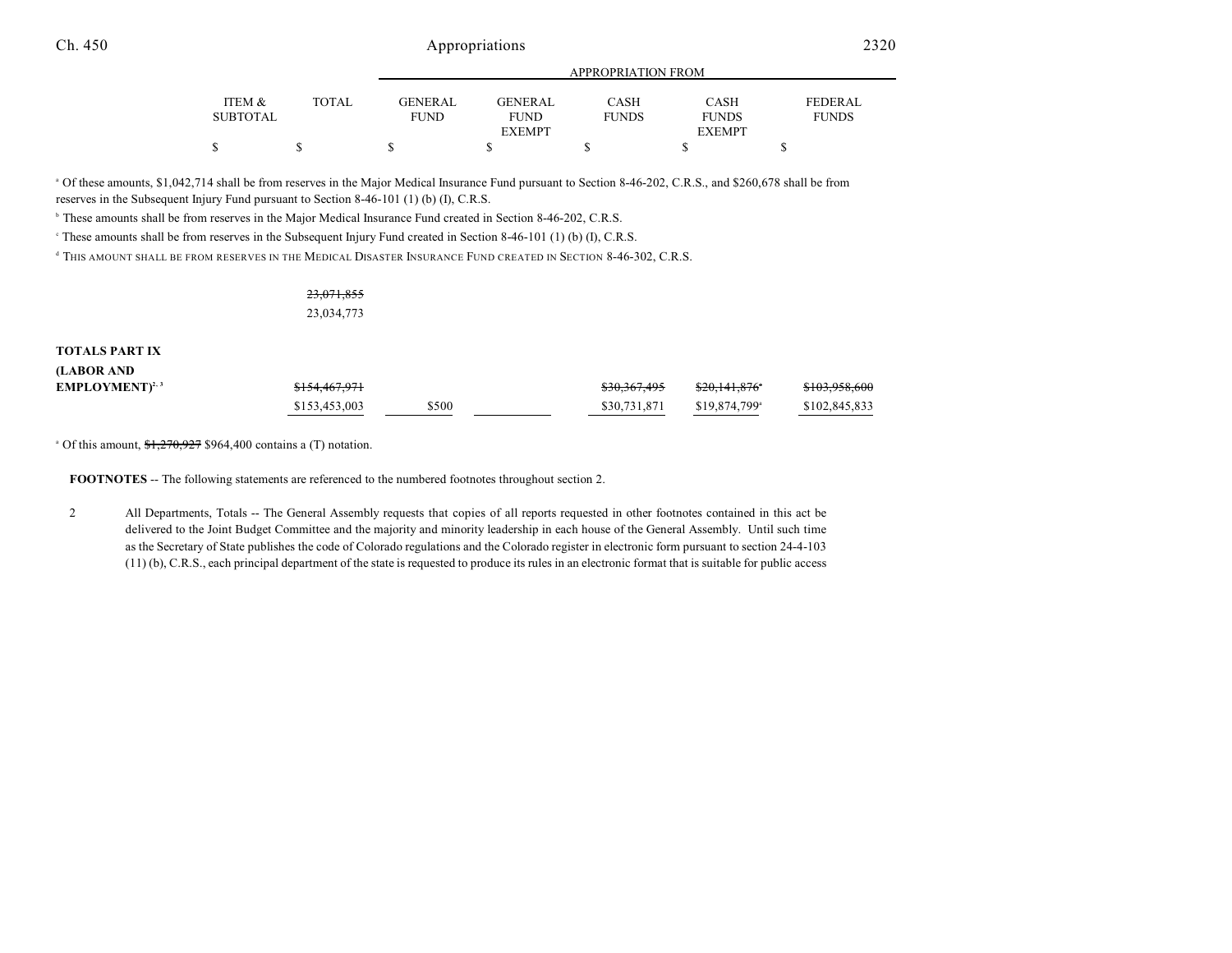| | ITEM & SUBTOTAL | TOTAL | GENERAL FUND | GENERAL FUND EXEMPT | CASH FUNDS | CASH FUNDS EXEMPT | FEDERAL FUNDS |
|---|---|---|---|---|---|---|---|
| | | | APPROPRIATION FROM | | | | |
| | $ | $ | $ | $ | $ | $ | $ |

[a] Of these amounts, $1,042,714 shall be from reserves in the Major Medical Insurance Fund pursuant to Section 8-46-202, C.R.S., and $260,678 shall be from reserves in the Subsequent Injury Fund pursuant to Section 8-46-101 (1) (b) (I), C.R.S.

[b] These amounts shall be from reserves in the Major Medical Insurance Fund created in Section 8-46-202, C.R.S.

[c] These amounts shall be from reserves in the Subsequent Injury Fund created in Section 8-46-101 (1) (b) (I), C.R.S.

[d] THIS AMOUNT SHALL BE FROM RESERVES IN THE MEDICAL DISASTER INSURANCE FUND CREATED IN SECTION 8-46-302, C.R.S.

| | ITEM & SUBTOTAL | TOTAL | GENERAL FUND | GENERAL FUND EXEMPT | CASH FUNDS | CASH FUNDS EXEMPT | FEDERAL FUNDS |
|---|---|---|---|---|---|---|---|
| | | ~~23,071,855~~ 23,034,773 | | | | | |
| **TOTALS PART IX (LABOR AND EMPLOYMENT)**[2, 3] | | ~~$154,467,971~~ $153,453,003 | $500 | | ~~$30,367,495~~ $30,731,871 | ~~$20,141,876~~[a] $19,874,799[a] | ~~$103,958,600~~ $102,845,833 |

[a] Of this amount, ~~$1,270,927~~ $964,400 contains a (T) notation.

**FOOTNOTES** -- The following statements are referenced to the numbered footnotes throughout section 2.

2 All Departments, Totals -- The General Assembly requests that copies of all reports requested in other footnotes contained in this act be delivered to the Joint Budget Committee and the majority and minority leadership in each house of the General Assembly. Until such time as the Secretary of State publishes the code of Colorado regulations and the Colorado register in electronic form pursuant to section 24-4-103 (11) (b), C.R.S., each principal department of the state is requested to produce its rules in an electronic format that is suitable for public access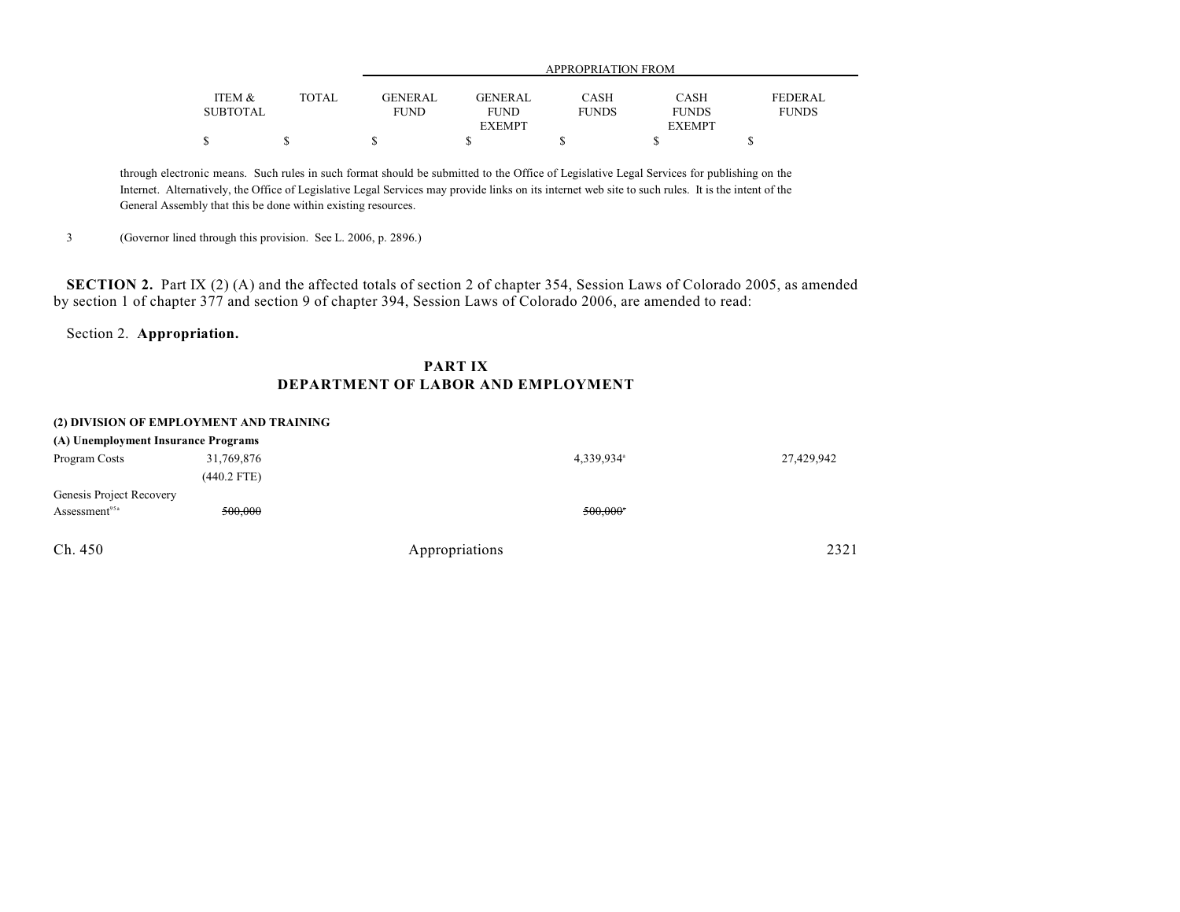| | | | | APPROPRIATION FROM | | | | |
|---|---|---|---|---|---|---|---|---|
| | ITEM & SUBTOTAL | TOTAL | GENERAL FUND | GENERAL FUND EXEMPT | CASH FUNDS | CASH FUNDS EXEMPT | FEDERAL FUNDS |
| | $ | $ | $ | $ | $ | $ | $ |

through electronic means. Such rules in such format should be submitted to the Office of Legislative Legal Services for publishing on the Internet. Alternatively, the Office of Legislative Legal Services may provide links on its internet web site to such rules. It is the intent of the General Assembly that this be done within existing resources.

3 (Governor lined through this provision. See L. 2006, p. 2896.)

**SECTION 2.** Part IX (2) (A) and the affected totals of section 2 of chapter 354, Session Laws of Colorado 2005, as amended by section 1 of chapter 377 and section 9 of chapter 394, Session Laws of Colorado 2006, are amended to read:

Section 2. **Appropriation.**

## PART IX
## DEPARTMENT OF LABOR AND EMPLOYMENT

**(2) DIVISION OF EMPLOYMENT AND TRAINING**

**(A) Unemployment Insurance Programs**

| | ITEM & SUBTOTAL | TOTAL | GENERAL FUND | GENERAL FUND EXEMPT | CASH FUNDS | CASH FUNDS EXEMPT | FEDERAL FUNDS |
|---|---|---|---|---|---|---|---|
| Program Costs | 31,769,876 | | | | 4,339,934[a] | | 27,429,942 |
| | (440.2 FTE) | | | | | | |
| Genesis Project Recovery Assessment[95a] | ~~500,000~~ | | | | ~~500,000~~[c] | | |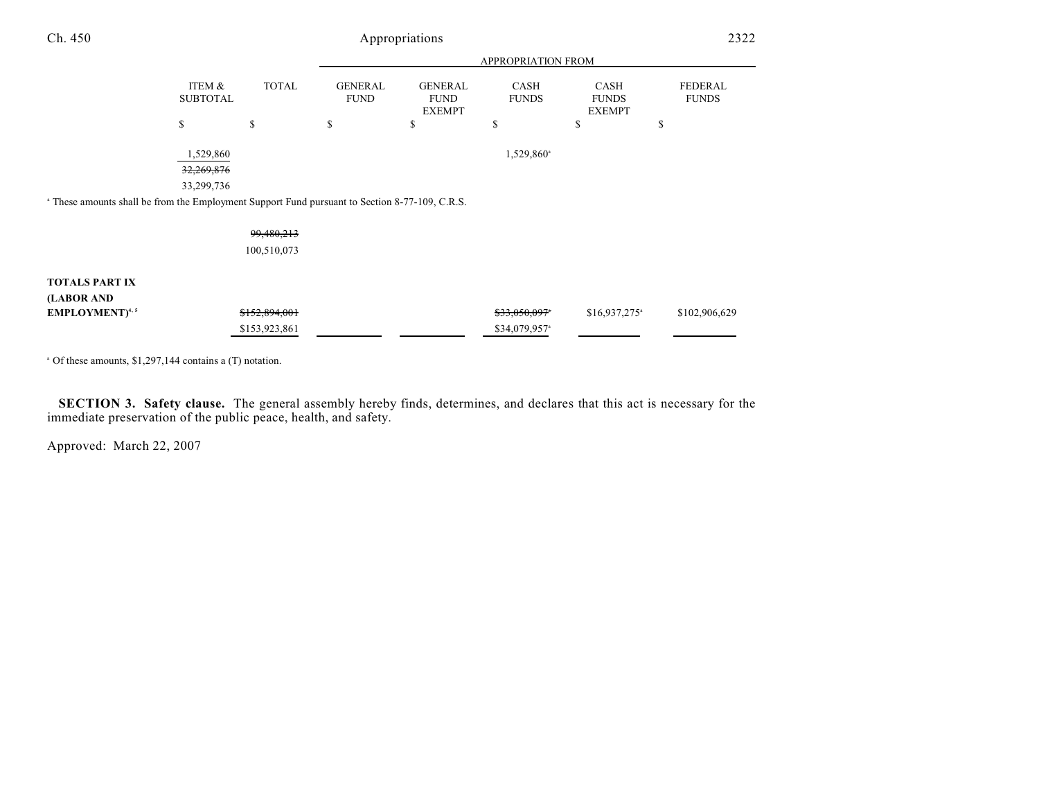| | ITEM & SUBTOTAL | TOTAL | APPROPRIATION FROM GENERAL FUND | GENERAL FUND EXEMPT | CASH FUNDS | CASH FUNDS EXEMPT | FEDERAL FUNDS |
|---|---|---|---|---|---|---|---|
| | $ | $ | $ | $ | $ | $ | $ |
| | 1,529,860 | | | | 1,529,860[a] | | |
| | ~~32,269,876~~ | | | | | | |
| | 33,299,736 | | | | | | |

[a] These amounts shall be from the Employment Support Fund pursuant to Section 8-77-109, C.R.S.

| | ITEM & SUBTOTAL | TOTAL | GENERAL FUND | GENERAL FUND EXEMPT | CASH FUNDS | CASH FUNDS EXEMPT | FEDERAL FUNDS |
|---|---|---|---|---|---|---|---|
| | | ~~99,480,213~~ | | | | | |
| | | 100,510,073 | | | | | |
| **TOTALS PART IX (LABOR AND EMPLOYMENT)**[4, 5] | | ~~$152,894,001~~ | | | ~~$33,050,097~~[a] | $16,937,275[a] | $102,906,629 |
| | | $153,923,861 | | | $34,079,957[a] | | |

[a] Of these amounts, $1,297,144 contains a (T) notation.

**SECTION 3. Safety clause.** The general assembly hereby finds, determines, and declares that this act is necessary for the immediate preservation of the public peace, health, and safety.

Approved: March 22, 2007